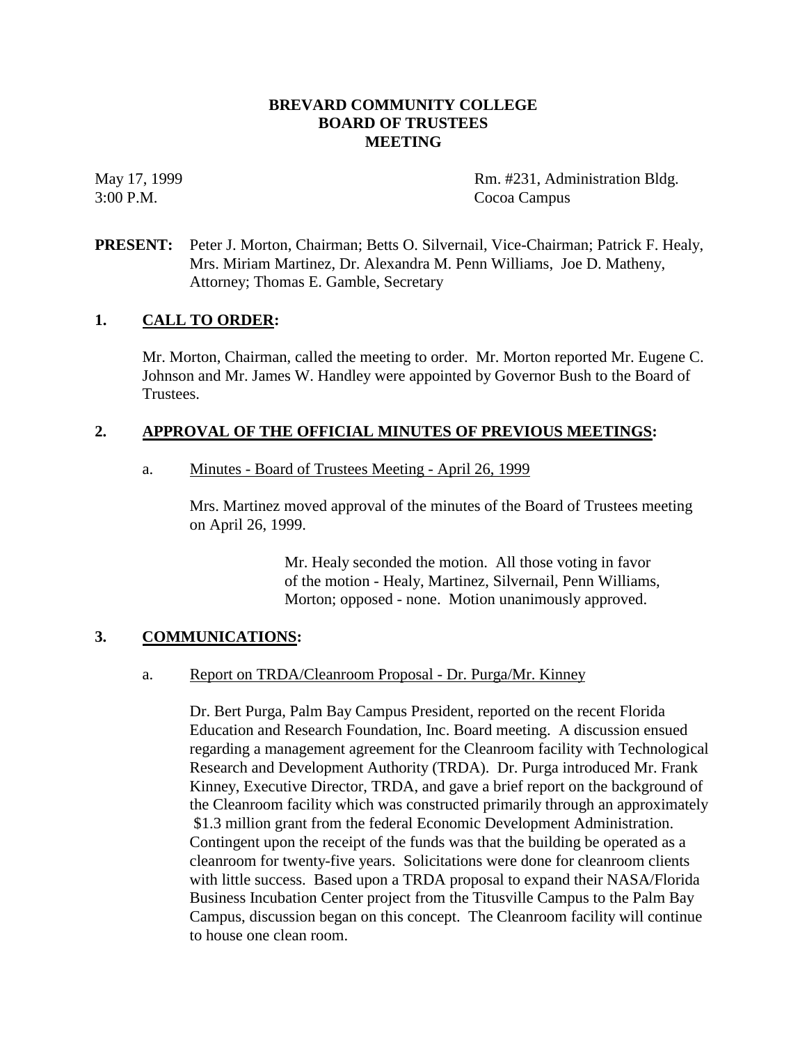# BREVARD COMMUNITY COLLEGE
# BOARD OF TRUSTEES
# MEETING

May 17, 1999
3:00 P.M.

Rm. #231, Administration Bldg.
Cocoa Campus

**PRESENT:** Peter J. Morton, Chairman; Betts O. Silvernail, Vice-Chairman; Patrick F. Healy, Mrs. Miriam Martinez, Dr. Alexandra M. Penn Williams, Joe D. Matheny, Attorney; Thomas E. Gamble, Secretary

## 1. CALL TO ORDER:

Mr. Morton, Chairman, called the meeting to order. Mr. Morton reported Mr. Eugene C. Johnson and Mr. James W. Handley were appointed by Governor Bush to the Board of Trustees.

## 2. APPROVAL OF THE OFFICIAL MINUTES OF PREVIOUS MEETINGS:

a. Minutes - Board of Trustees Meeting - April 26, 1999

Mrs. Martinez moved approval of the minutes of the Board of Trustees meeting on April 26, 1999.

> Mr. Healy seconded the motion. All those voting in favor of the motion - Healy, Martinez, Silvernail, Penn Williams, Morton; opposed - none. Motion unanimously approved.

## 3. COMMUNICATIONS:

a. Report on TRDA/Cleanroom Proposal - Dr. Purga/Mr. Kinney

Dr. Bert Purga, Palm Bay Campus President, reported on the recent Florida Education and Research Foundation, Inc. Board meeting. A discussion ensued regarding a management agreement for the Cleanroom facility with Technological Research and Development Authority (TRDA). Dr. Purga introduced Mr. Frank Kinney, Executive Director, TRDA, and gave a brief report on the background of the Cleanroom facility which was constructed primarily through an approximately $1.3 million grant from the federal Economic Development Administration. Contingent upon the receipt of the funds was that the building be operated as a cleanroom for twenty-five years. Solicitations were done for cleanroom clients with little success. Based upon a TRDA proposal to expand their NASA/Florida Business Incubation Center project from the Titusville Campus to the Palm Bay Campus, discussion began on this concept. The Cleanroom facility will continue to house one clean room.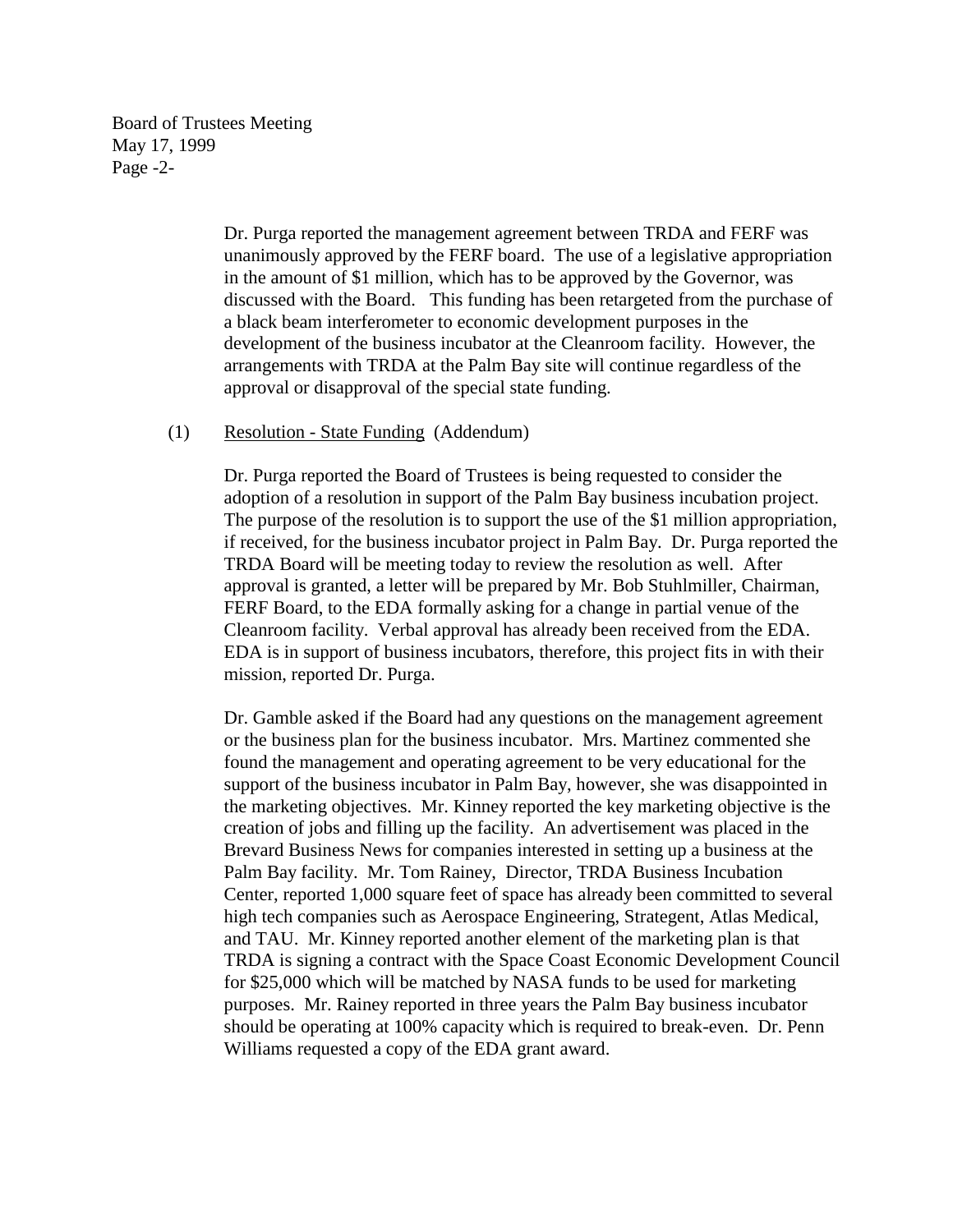Dr. Purga reported the management agreement between TRDA and FERF was unanimously approved by the FERF board. The use of a legislative appropriation in the amount of $1 million, which has to be approved by the Governor, was discussed with the Board. This funding has been retargeted from the purchase of a black beam interferometer to economic development purposes in the development of the business incubator at the Cleanroom facility. However, the arrangements with TRDA at the Palm Bay site will continue regardless of the approval or disapproval of the special state funding.

(1) Resolution - State Funding (Addendum)

Dr. Purga reported the Board of Trustees is being requested to consider the adoption of a resolution in support of the Palm Bay business incubation project. The purpose of the resolution is to support the use of the $1 million appropriation, if received, for the business incubator project in Palm Bay. Dr. Purga reported the TRDA Board will be meeting today to review the resolution as well. After approval is granted, a letter will be prepared by Mr. Bob Stuhlmiller, Chairman, FERF Board, to the EDA formally asking for a change in partial venue of the Cleanroom facility. Verbal approval has already been received from the EDA. EDA is in support of business incubators, therefore, this project fits in with their mission, reported Dr. Purga.

Dr. Gamble asked if the Board had any questions on the management agreement or the business plan for the business incubator. Mrs. Martinez commented she found the management and operating agreement to be very educational for the support of the business incubator in Palm Bay, however, she was disappointed in the marketing objectives. Mr. Kinney reported the key marketing objective is the creation of jobs and filling up the facility. An advertisement was placed in the Brevard Business News for companies interested in setting up a business at the Palm Bay facility. Mr. Tom Rainey, Director, TRDA Business Incubation Center, reported 1,000 square feet of space has already been committed to several high tech companies such as Aerospace Engineering, Strategent, Atlas Medical, and TAU. Mr. Kinney reported another element of the marketing plan is that TRDA is signing a contract with the Space Coast Economic Development Council for $25,000 which will be matched by NASA funds to be used for marketing purposes. Mr. Rainey reported in three years the Palm Bay business incubator should be operating at 100% capacity which is required to break-even. Dr. Penn Williams requested a copy of the EDA grant award.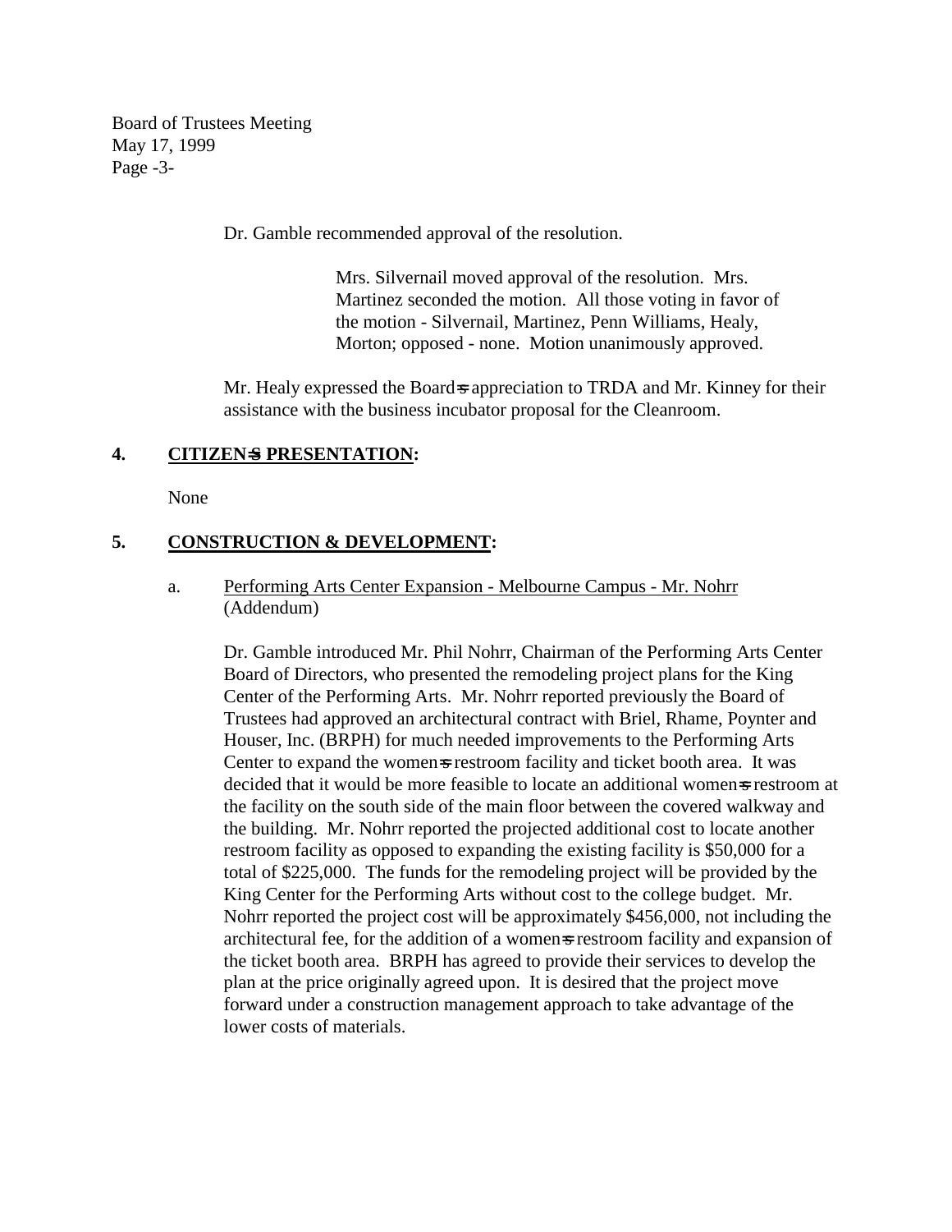Dr. Gamble recommended approval of the resolution.

> Mrs. Silvernail moved approval of the resolution. Mrs. Martinez seconded the motion. All those voting in favor of the motion - Silvernail, Martinez, Penn Williams, Healy, Morton; opposed - none. Motion unanimously approved.

Mr. Healy expressed the Board=s appreciation to TRDA and Mr. Kinney for their assistance with the business incubator proposal for the Cleanroom.

## 4. CITIZEN=S PRESENTATION:

None

## 5. CONSTRUCTION & DEVELOPMENT:

a. Performing Arts Center Expansion - Melbourne Campus - Mr. Nohrr (Addendum)

Dr. Gamble introduced Mr. Phil Nohrr, Chairman of the Performing Arts Center Board of Directors, who presented the remodeling project plans for the King Center of the Performing Arts. Mr. Nohrr reported previously the Board of Trustees had approved an architectural contract with Briel, Rhame, Poynter and Houser, Inc. (BRPH) for much needed improvements to the Performing Arts Center to expand the women=s restroom facility and ticket booth area. It was decided that it would be more feasible to locate an additional women=s restroom at the facility on the south side of the main floor between the covered walkway and the building. Mr. Nohrr reported the projected additional cost to locate another restroom facility as opposed to expanding the existing facility is $50,000 for a total of $225,000. The funds for the remodeling project will be provided by the King Center for the Performing Arts without cost to the college budget. Mr. Nohrr reported the project cost will be approximately $456,000, not including the architectural fee, for the addition of a women=s restroom facility and expansion of the ticket booth area. BRPH has agreed to provide their services to develop the plan at the price originally agreed upon. It is desired that the project move forward under a construction management approach to take advantage of the lower costs of materials.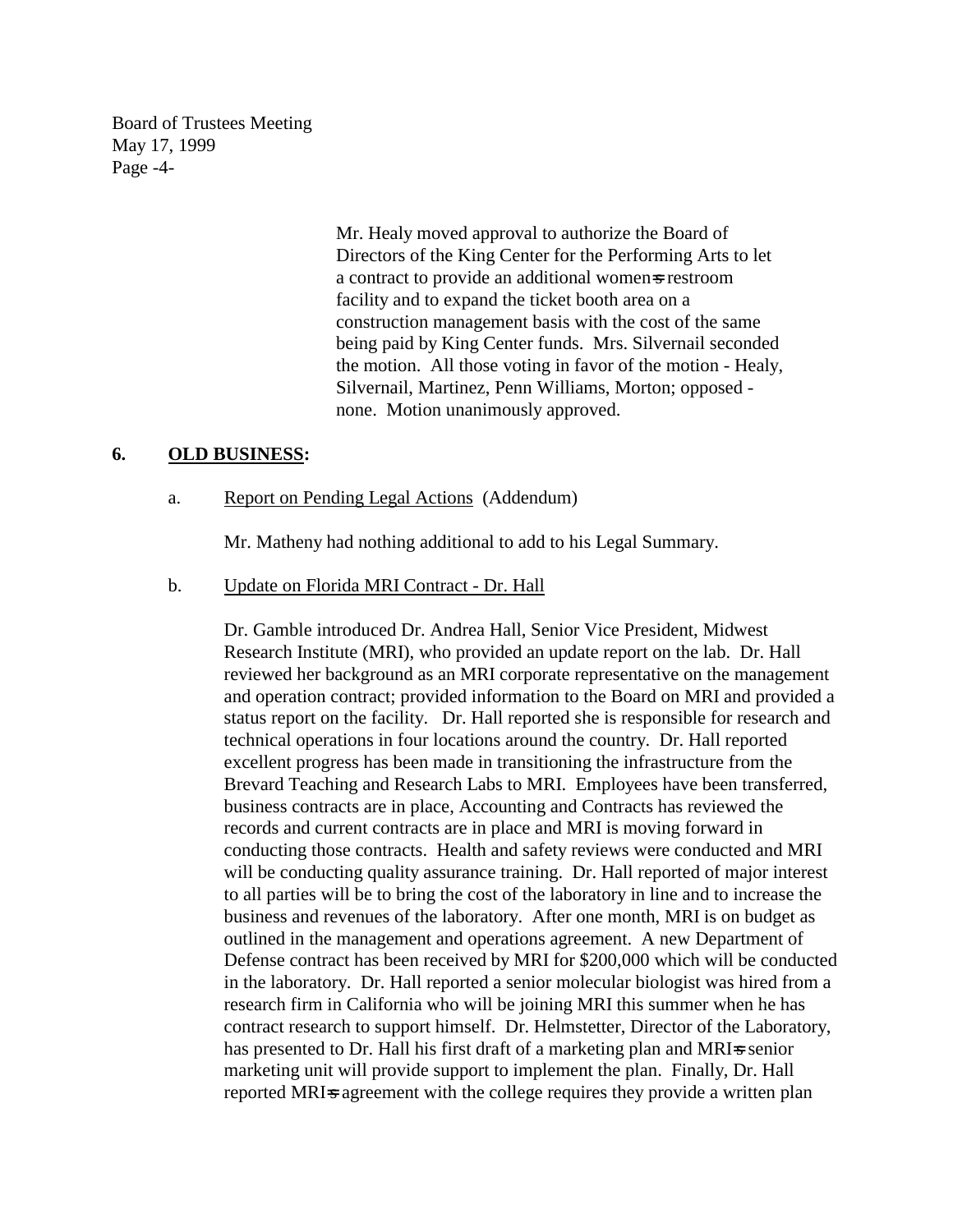Mr. Healy moved approval to authorize the Board of Directors of the King Center for the Performing Arts to let a contract to provide an additional women=s restroom facility and to expand the ticket booth area on a construction management basis with the cost of the same being paid by King Center funds. Mrs. Silvernail seconded the motion. All those voting in favor of the motion - Healy, Silvernail, Martinez, Penn Williams, Morton; opposed - none. Motion unanimously approved.

**6. <u>OLD BUSINESS</u>:**

a. <u>Report on Pending Legal Actions</u> (Addendum)

Mr. Matheny had nothing additional to add to his Legal Summary.

b. <u>Update on Florida MRI Contract - Dr. Hall</u>

Dr. Gamble introduced Dr. Andrea Hall, Senior Vice President, Midwest Research Institute (MRI), who provided an update report on the lab. Dr. Hall reviewed her background as an MRI corporate representative on the management and operation contract; provided information to the Board on MRI and provided a status report on the facility. Dr. Hall reported she is responsible for research and technical operations in four locations around the country. Dr. Hall reported excellent progress has been made in transitioning the infrastructure from the Brevard Teaching and Research Labs to MRI. Employees have been transferred, business contracts are in place, Accounting and Contracts has reviewed the records and current contracts are in place and MRI is moving forward in conducting those contracts. Health and safety reviews were conducted and MRI will be conducting quality assurance training. Dr. Hall reported of major interest to all parties will be to bring the cost of the laboratory in line and to increase the business and revenues of the laboratory. After one month, MRI is on budget as outlined in the management and operations agreement. A new Department of Defense contract has been received by MRI for $200,000 which will be conducted in the laboratory. Dr. Hall reported a senior molecular biologist was hired from a research firm in California who will be joining MRI this summer when he has contract research to support himself. Dr. Helmstetter, Director of the Laboratory, has presented to Dr. Hall his first draft of a marketing plan and MRI=s senior marketing unit will provide support to implement the plan. Finally, Dr. Hall reported MRI=s agreement with the college requires they provide a written plan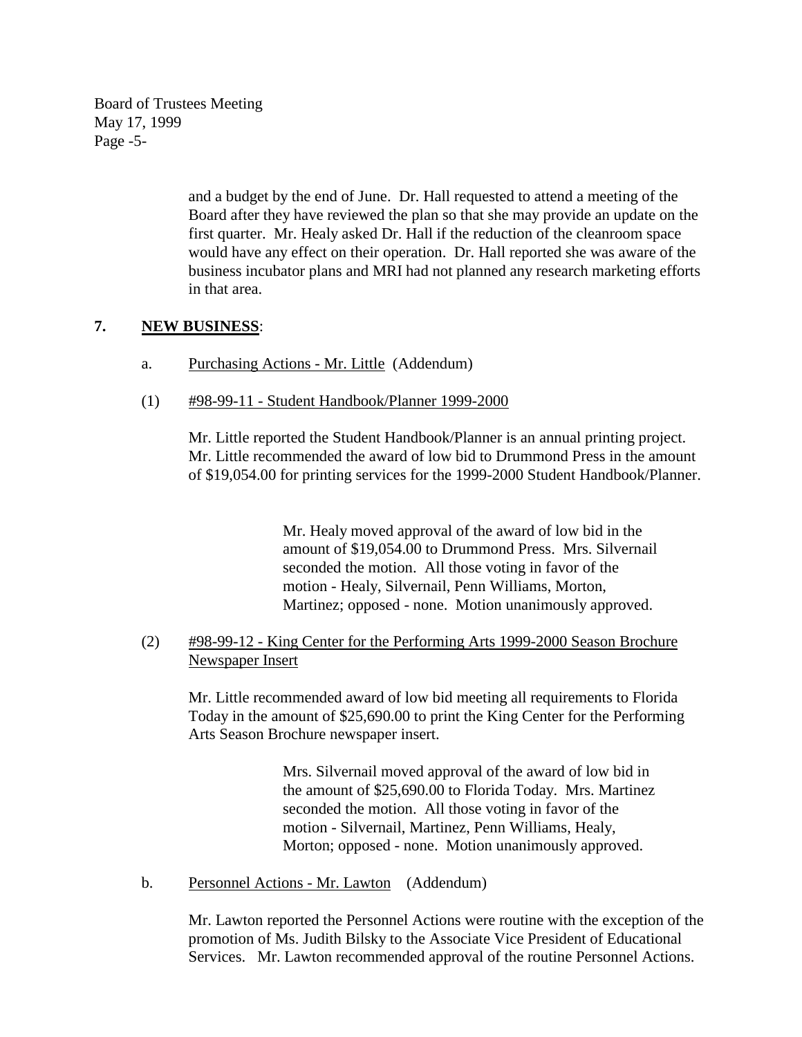and a budget by the end of June. Dr. Hall requested to attend a meeting of the Board after they have reviewed the plan so that she may provide an update on the first quarter. Mr. Healy asked Dr. Hall if the reduction of the cleanroom space would have any effect on their operation. Dr. Hall reported she was aware of the business incubator plans and MRI had not planned any research marketing efforts in that area.

**7. NEW BUSINESS:**

a. Purchasing Actions - Mr. Little (Addendum)

(1) #98-99-11 - Student Handbook/Planner 1999-2000

Mr. Little reported the Student Handbook/Planner is an annual printing project. Mr. Little recommended the award of low bid to Drummond Press in the amount of $19,054.00 for printing services for the 1999-2000 Student Handbook/Planner.

> Mr. Healy moved approval of the award of low bid in the amount of $19,054.00 to Drummond Press. Mrs. Silvernail seconded the motion. All those voting in favor of the motion - Healy, Silvernail, Penn Williams, Morton, Martinez; opposed - none. Motion unanimously approved.

(2) #98-99-12 - King Center for the Performing Arts 1999-2000 Season Brochure Newspaper Insert

Mr. Little recommended award of low bid meeting all requirements to Florida Today in the amount of $25,690.00 to print the King Center for the Performing Arts Season Brochure newspaper insert.

> Mrs. Silvernail moved approval of the award of low bid in the amount of $25,690.00 to Florida Today. Mrs. Martinez seconded the motion. All those voting in favor of the motion - Silvernail, Martinez, Penn Williams, Healy, Morton; opposed - none. Motion unanimously approved.

b. Personnel Actions - Mr. Lawton (Addendum)

Mr. Lawton reported the Personnel Actions were routine with the exception of the promotion of Ms. Judith Bilsky to the Associate Vice President of Educational Services. Mr. Lawton recommended approval of the routine Personnel Actions.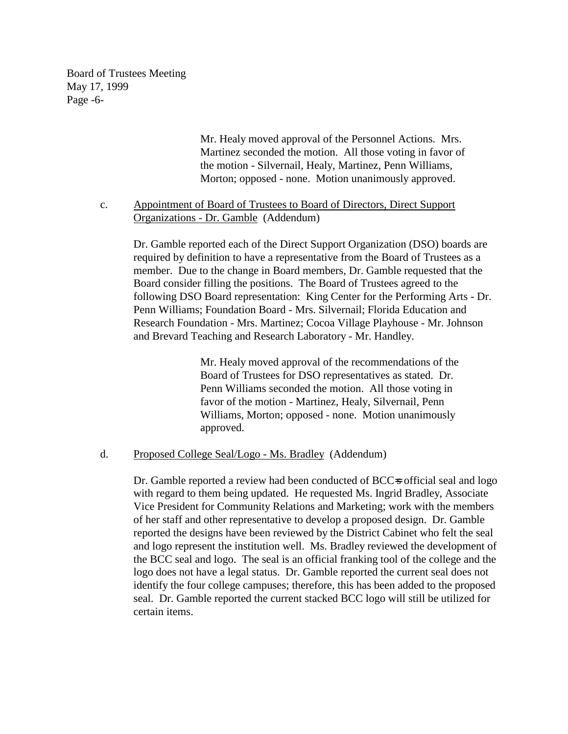Mr. Healy moved approval of the Personnel Actions. Mrs. Martinez seconded the motion. All those voting in favor of the motion - Silvernail, Healy, Martinez, Penn Williams, Morton; opposed - none. Motion unanimously approved.

c. Appointment of Board of Trustees to Board of Directors, Direct Support Organizations - Dr. Gamble (Addendum)

Dr. Gamble reported each of the Direct Support Organization (DSO) boards are required by definition to have a representative from the Board of Trustees as a member. Due to the change in Board members, Dr. Gamble requested that the Board consider filling the positions. The Board of Trustees agreed to the following DSO Board representation: King Center for the Performing Arts - Dr. Penn Williams; Foundation Board - Mrs. Silvernail; Florida Education and Research Foundation - Mrs. Martinez; Cocoa Village Playhouse - Mr. Johnson and Brevard Teaching and Research Laboratory - Mr. Handley.

Mr. Healy moved approval of the recommendations of the Board of Trustees for DSO representatives as stated. Dr. Penn Williams seconded the motion. All those voting in favor of the motion - Martinez, Healy, Silvernail, Penn Williams, Morton; opposed - none. Motion unanimously approved.

d. Proposed College Seal/Logo - Ms. Bradley (Addendum)

Dr. Gamble reported a review had been conducted of BCC=s official seal and logo with regard to them being updated. He requested Ms. Ingrid Bradley, Associate Vice President for Community Relations and Marketing; work with the members of her staff and other representative to develop a proposed design. Dr. Gamble reported the designs have been reviewed by the District Cabinet who felt the seal and logo represent the institution well. Ms. Bradley reviewed the development of the BCC seal and logo. The seal is an official franking tool of the college and the logo does not have a legal status. Dr. Gamble reported the current seal does not identify the four college campuses; therefore, this has been added to the proposed seal. Dr. Gamble reported the current stacked BCC logo will still be utilized for certain items.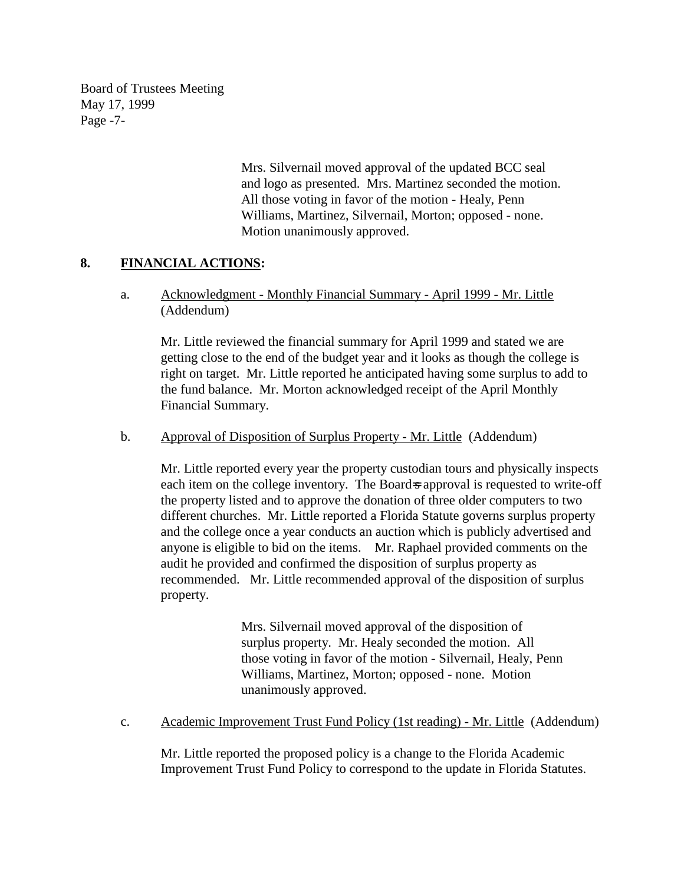Mrs. Silvernail moved approval of the updated BCC seal and logo as presented. Mrs. Martinez seconded the motion. All those voting in favor of the motion - Healy, Penn Williams, Martinez, Silvernail, Morton; opposed - none. Motion unanimously approved.

## 8. FINANCIAL ACTIONS:

a. Acknowledgment - Monthly Financial Summary - April 1999 - Mr. Little (Addendum)

Mr. Little reviewed the financial summary for April 1999 and stated we are getting close to the end of the budget year and it looks as though the college is right on target. Mr. Little reported he anticipated having some surplus to add to the fund balance. Mr. Morton acknowledged receipt of the April Monthly Financial Summary.

b. Approval of Disposition of Surplus Property - Mr. Little (Addendum)

Mr. Little reported every year the property custodian tours and physically inspects each item on the college inventory. The Board's approval is requested to write-off the property listed and to approve the donation of three older computers to two different churches. Mr. Little reported a Florida Statute governs surplus property and the college once a year conducts an auction which is publicly advertised and anyone is eligible to bid on the items. Mr. Raphael provided comments on the audit he provided and confirmed the disposition of surplus property as recommended. Mr. Little recommended approval of the disposition of surplus property.

Mrs. Silvernail moved approval of the disposition of surplus property. Mr. Healy seconded the motion. All those voting in favor of the motion - Silvernail, Healy, Penn Williams, Martinez, Morton; opposed - none. Motion unanimously approved.

c. Academic Improvement Trust Fund Policy (1st reading) - Mr. Little (Addendum)

Mr. Little reported the proposed policy is a change to the Florida Academic Improvement Trust Fund Policy to correspond to the update in Florida Statutes.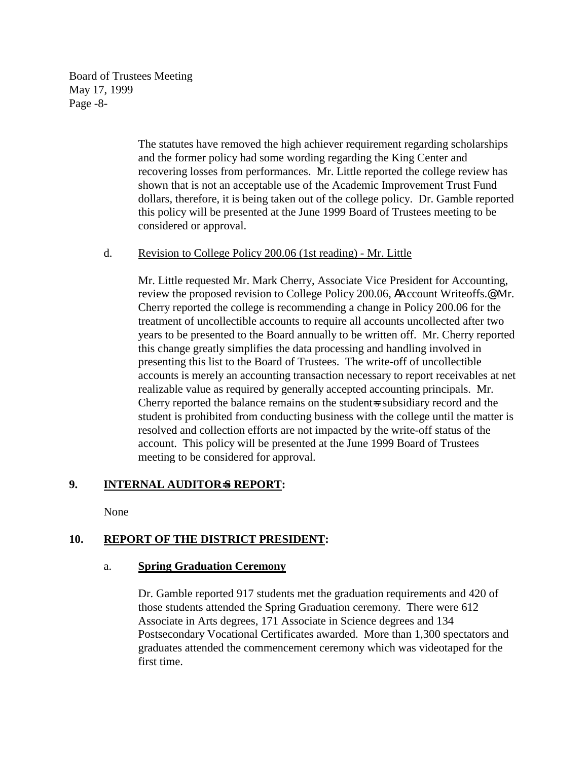The statutes have removed the high achiever requirement regarding scholarships and the former policy had some wording regarding the King Center and recovering losses from performances. Mr. Little reported the college review has shown that is not an acceptable use of the Academic Improvement Trust Fund dollars, therefore, it is being taken out of the college policy. Dr. Gamble reported this policy will be presented at the June 1999 Board of Trustees meeting to be considered or approval.

d. Revision to College Policy 200.06 (1st reading) - Mr. Little

Mr. Little requested Mr. Mark Cherry, Associate Vice President for Accounting, review the proposed revision to College Policy 200.06, AAccount Writeoffs.@ Mr. Cherry reported the college is recommending a change in Policy 200.06 for the treatment of uncollectible accounts to require all accounts uncollected after two years to be presented to the Board annually to be written off. Mr. Cherry reported this change greatly simplifies the data processing and handling involved in presenting this list to the Board of Trustees. The write-off of uncollectible accounts is merely an accounting transaction necessary to report receivables at net realizable value as required by generally accepted accounting principals. Mr. Cherry reported the balance remains on the student=s subsidiary record and the student is prohibited from conducting business with the college until the matter is resolved and collection efforts are not impacted by the write-off status of the account. This policy will be presented at the June 1999 Board of Trustees meeting to be considered for approval.

## 9. INTERNAL AUDITOR=S REPORT:

None

## 10. REPORT OF THE DISTRICT PRESIDENT:

### a. Spring Graduation Ceremony

Dr. Gamble reported 917 students met the graduation requirements and 420 of those students attended the Spring Graduation ceremony. There were 612 Associate in Arts degrees, 171 Associate in Science degrees and 134 Postsecondary Vocational Certificates awarded. More than 1,300 spectators and graduates attended the commencement ceremony which was videotaped for the first time.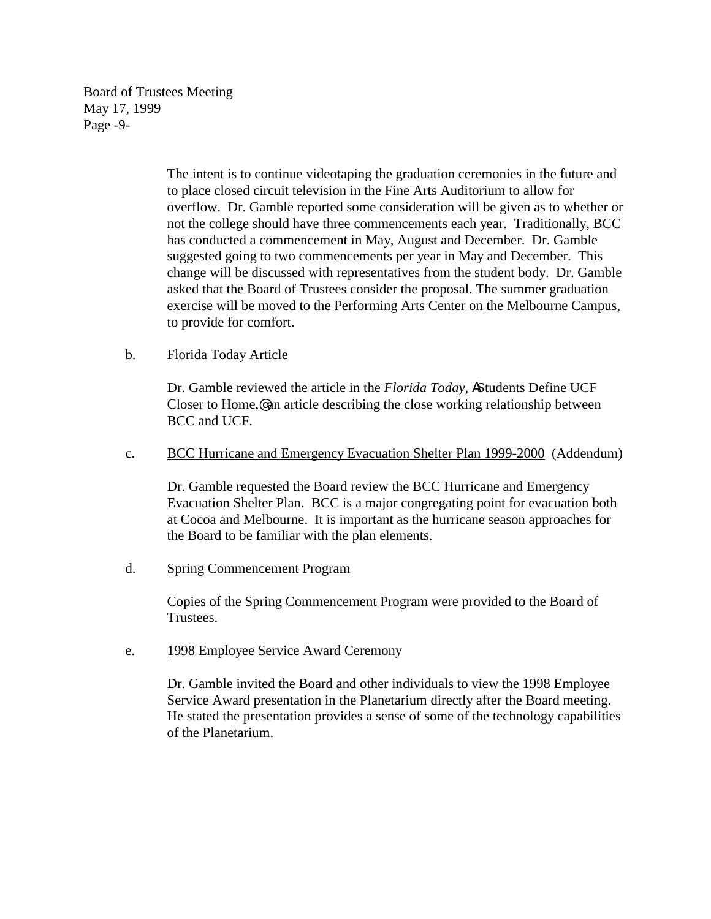The intent is to continue videotaping the graduation ceremonies in the future and to place closed circuit television in the Fine Arts Auditorium to allow for overflow. Dr. Gamble reported some consideration will be given as to whether or not the college should have three commencements each year. Traditionally, BCC has conducted a commencement in May, August and December. Dr. Gamble suggested going to two commencements per year in May and December. This change will be discussed with representatives from the student body. Dr. Gamble asked that the Board of Trustees consider the proposal. The summer graduation exercise will be moved to the Performing Arts Center on the Melbourne Campus, to provide for comfort.

b. <u>Florida Today Article</u>

Dr. Gamble reviewed the article in the *Florida Today*, AStudents Define UCF Closer to Home,@ an article describing the close working relationship between BCC and UCF.

c. <u>BCC Hurricane and Emergency Evacuation Shelter Plan 1999-2000</u> (Addendum)

Dr. Gamble requested the Board review the BCC Hurricane and Emergency Evacuation Shelter Plan. BCC is a major congregating point for evacuation both at Cocoa and Melbourne. It is important as the hurricane season approaches for the Board to be familiar with the plan elements.

d. <u>Spring Commencement Program</u>

Copies of the Spring Commencement Program were provided to the Board of Trustees.

e. <u>1998 Employee Service Award Ceremony</u>

Dr. Gamble invited the Board and other individuals to view the 1998 Employee Service Award presentation in the Planetarium directly after the Board meeting. He stated the presentation provides a sense of some of the technology capabilities of the Planetarium.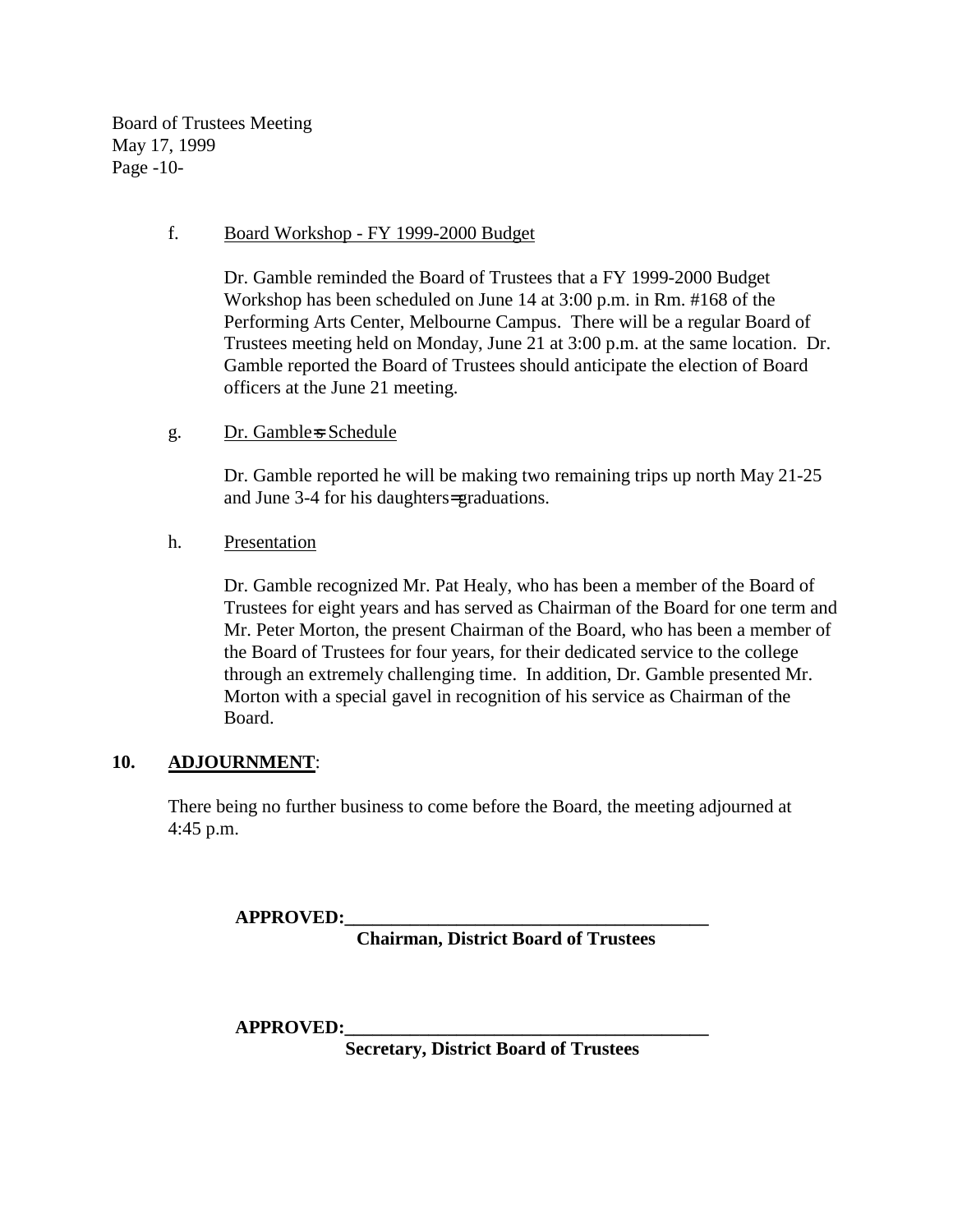f. Board Workshop - FY 1999-2000 Budget

Dr. Gamble reminded the Board of Trustees that a FY 1999-2000 Budget Workshop has been scheduled on June 14 at 3:00 p.m. in Rm. #168 of the Performing Arts Center, Melbourne Campus. There will be a regular Board of Trustees meeting held on Monday, June 21 at 3:00 p.m. at the same location. Dr. Gamble reported the Board of Trustees should anticipate the election of Board officers at the June 21 meeting.

g. Dr. Gamble=s Schedule

Dr. Gamble reported he will be making two remaining trips up north May 21-25 and June 3-4 for his daughters= graduations.

h. Presentation

Dr. Gamble recognized Mr. Pat Healy, who has been a member of the Board of Trustees for eight years and has served as Chairman of the Board for one term and Mr. Peter Morton, the present Chairman of the Board, who has been a member of the Board of Trustees for four years, for their dedicated service to the college through an extremely challenging time. In addition, Dr. Gamble presented Mr. Morton with a special gavel in recognition of his service as Chairman of the Board.

## 10. ADJOURNMENT:

There being no further business to come before the Board, the meeting adjourned at 4:45 p.m.

**APPROVED:_______________________________________**
**Chairman, District Board of Trustees**

**APPROVED:_______________________________________**
**Secretary, District Board of Trustees**